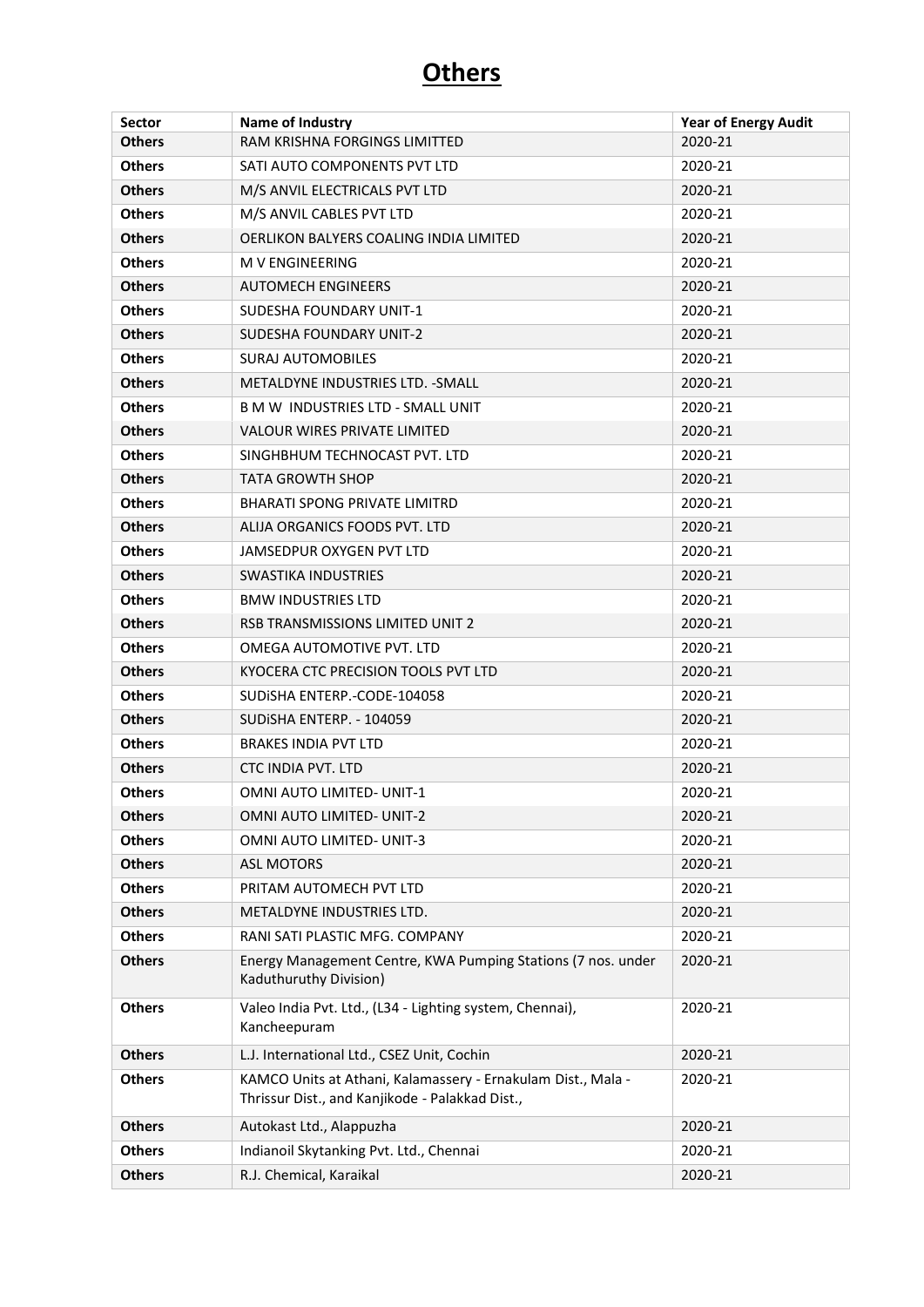# Others

| Sector | Name of Industry | Year of Energy Audit |
|---|---|---|
| **Others** | RAM KRISHNA FORGINGS LIMITTED | 2020-21 |
| **Others** | SATI AUTO COMPONENTS PVT LTD | 2020-21 |
| **Others** | M/S ANVIL ELECTRICALS PVT LTD | 2020-21 |
| **Others** | M/S ANVIL CABLES PVT LTD | 2020-21 |
| **Others** | OERLIKON BALYERS COALING INDIA LIMITED | 2020-21 |
| **Others** | M V ENGINEERING | 2020-21 |
| **Others** | AUTOMECH ENGINEERS | 2020-21 |
| **Others** | SUDESHA FOUNDARY UNIT-1 | 2020-21 |
| **Others** | SUDESHA FOUNDARY UNIT-2 | 2020-21 |
| **Others** | SURAJ AUTOMOBILES | 2020-21 |
| **Others** | METALDYNE INDUSTRIES LTD. -SMALL | 2020-21 |
| **Others** | B M W INDUSTRIES LTD - SMALL UNIT | 2020-21 |
| **Others** | VALOUR WIRES PRIVATE LIMITED | 2020-21 |
| **Others** | SINGHBHUM TECHNOCAST PVT. LTD | 2020-21 |
| **Others** | TATA GROWTH SHOP | 2020-21 |
| **Others** | BHARATI SPONG PRIVATE LIMITRD | 2020-21 |
| **Others** | ALIJA ORGANICS FOODS PVT. LTD | 2020-21 |
| **Others** | JAMSEDPUR OXYGEN PVT LTD | 2020-21 |
| **Others** | SWASTIKA INDUSTRIES | 2020-21 |
| **Others** | BMW INDUSTRIES LTD | 2020-21 |
| **Others** | RSB TRANSMISSIONS LIMITED UNIT 2 | 2020-21 |
| **Others** | OMEGA AUTOMOTIVE PVT. LTD | 2020-21 |
| **Others** | KYOCERA CTC PRECISION TOOLS PVT LTD | 2020-21 |
| **Others** | SUDiSHA ENTERP.-CODE-104058 | 2020-21 |
| **Others** | SUDiSHA ENTERP. - 104059 | 2020-21 |
| **Others** | BRAKES INDIA PVT LTD | 2020-21 |
| **Others** | CTC INDIA PVT. LTD | 2020-21 |
| **Others** | OMNI AUTO LIMITED- UNIT-1 | 2020-21 |
| **Others** | OMNI AUTO LIMITED- UNIT-2 | 2020-21 |
| **Others** | OMNI AUTO LIMITED- UNIT-3 | 2020-21 |
| **Others** | ASL MOTORS | 2020-21 |
| **Others** | PRITAM AUTOMECH PVT LTD | 2020-21 |
| **Others** | METALDYNE INDUSTRIES LTD. | 2020-21 |
| **Others** | RANI SATI PLASTIC MFG. COMPANY | 2020-21 |
| **Others** | Energy Management Centre, KWA Pumping Stations (7 nos. under Kaduthuruthy Division) | 2020-21 |
| **Others** | Valeo India Pvt. Ltd., (L34 - Lighting system, Chennai), Kancheepuram | 2020-21 |
| **Others** | L.J. International Ltd., CSEZ Unit, Cochin | 2020-21 |
| **Others** | KAMCO Units at Athani, Kalamassery - Ernakulam Dist., Mala - Thrissur Dist., and Kanjikode - Palakkad Dist., | 2020-21 |
| **Others** | Autokast Ltd., Alappuzha | 2020-21 |
| **Others** | Indianoil Skytanking Pvt. Ltd., Chennai | 2020-21 |
| **Others** | R.J. Chemical, Karaikal | 2020-21 |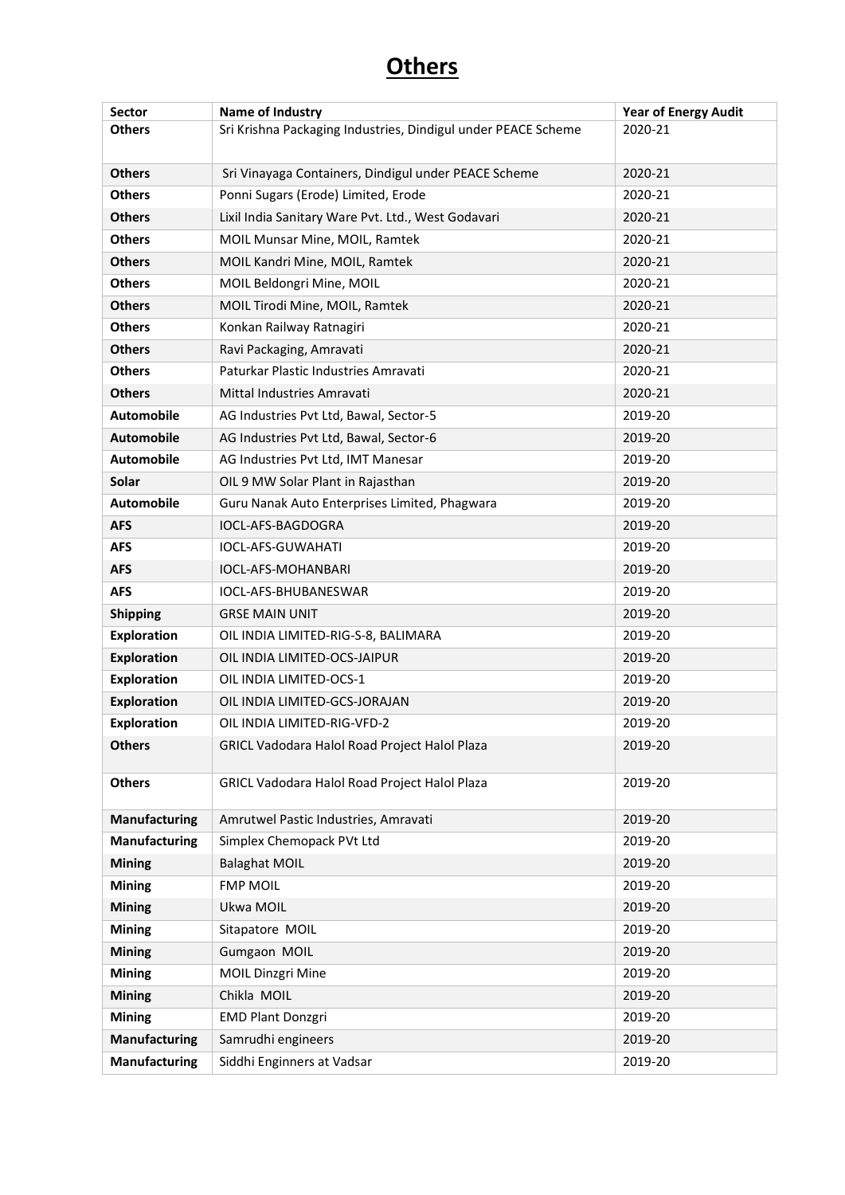# Others

| Sector | Name of Industry | Year of Energy Audit |
|---|---|---|
| **Others** | Sri Krishna Packaging Industries, Dindigul under PEACE Scheme | 2020-21 |
| **Others** | Sri Vinayaga Containers, Dindigul under PEACE Scheme | 2020-21 |
| **Others** | Ponni Sugars (Erode) Limited, Erode | 2020-21 |
| **Others** | Lixil India Sanitary Ware Pvt. Ltd., West Godavari | 2020-21 |
| **Others** | MOIL Munsar Mine, MOIL, Ramtek | 2020-21 |
| **Others** | MOIL Kandri Mine, MOIL, Ramtek | 2020-21 |
| **Others** | MOIL Beldongri Mine, MOIL | 2020-21 |
| **Others** | MOIL Tirodi Mine, MOIL, Ramtek | 2020-21 |
| **Others** | Konkan Railway Ratnagiri | 2020-21 |
| **Others** | Ravi Packaging, Amravati | 2020-21 |
| **Others** | Paturkar Plastic Industries Amravati | 2020-21 |
| **Others** | Mittal Industries Amravati | 2020-21 |
| **Automobile** | AG Industries Pvt Ltd, Bawal, Sector-5 | 2019-20 |
| **Automobile** | AG Industries Pvt Ltd, Bawal, Sector-6 | 2019-20 |
| **Automobile** | AG Industries Pvt Ltd, IMT Manesar | 2019-20 |
| **Solar** | OIL 9 MW Solar Plant in Rajasthan | 2019-20 |
| **Automobile** | Guru Nanak Auto Enterprises Limited, Phagwara | 2019-20 |
| **AFS** | IOCL-AFS-BAGDOGRA | 2019-20 |
| **AFS** | IOCL-AFS-GUWAHATI | 2019-20 |
| **AFS** | IOCL-AFS-MOHANBARI | 2019-20 |
| **AFS** | IOCL-AFS-BHUBANESWAR | 2019-20 |
| **Shipping** | GRSE MAIN UNIT | 2019-20 |
| **Exploration** | OIL INDIA LIMITED-RIG-S-8, BALIMARA | 2019-20 |
| **Exploration** | OIL INDIA LIMITED-OCS-JAIPUR | 2019-20 |
| **Exploration** | OIL INDIA LIMITED-OCS-1 | 2019-20 |
| **Exploration** | OIL INDIA LIMITED-GCS-JORAJAN | 2019-20 |
| **Exploration** | OIL INDIA LIMITED-RIG-VFD-2 | 2019-20 |
| **Others** | GRICL Vadodara Halol Road Project Halol Plaza | 2019-20 |
| **Others** | GRICL Vadodara Halol Road Project Halol Plaza | 2019-20 |
| **Manufacturing** | Amrutwel Pastic Industries, Amravati | 2019-20 |
| **Manufacturing** | Simplex Chemopack PVt Ltd | 2019-20 |
| **Mining** | Balaghat MOIL | 2019-20 |
| **Mining** | FMP MOIL | 2019-20 |
| **Mining** | Ukwa MOIL | 2019-20 |
| **Mining** | Sitapatore MOIL | 2019-20 |
| **Mining** | Gumgaon MOIL | 2019-20 |
| **Mining** | MOIL Dinzgri Mine | 2019-20 |
| **Mining** | Chikla MOIL | 2019-20 |
| **Mining** | EMD Plant Donzgri | 2019-20 |
| **Manufacturing** | Samrudhi engineers | 2019-20 |
| **Manufacturing** | Siddhi Enginners at Vadsar | 2019-20 |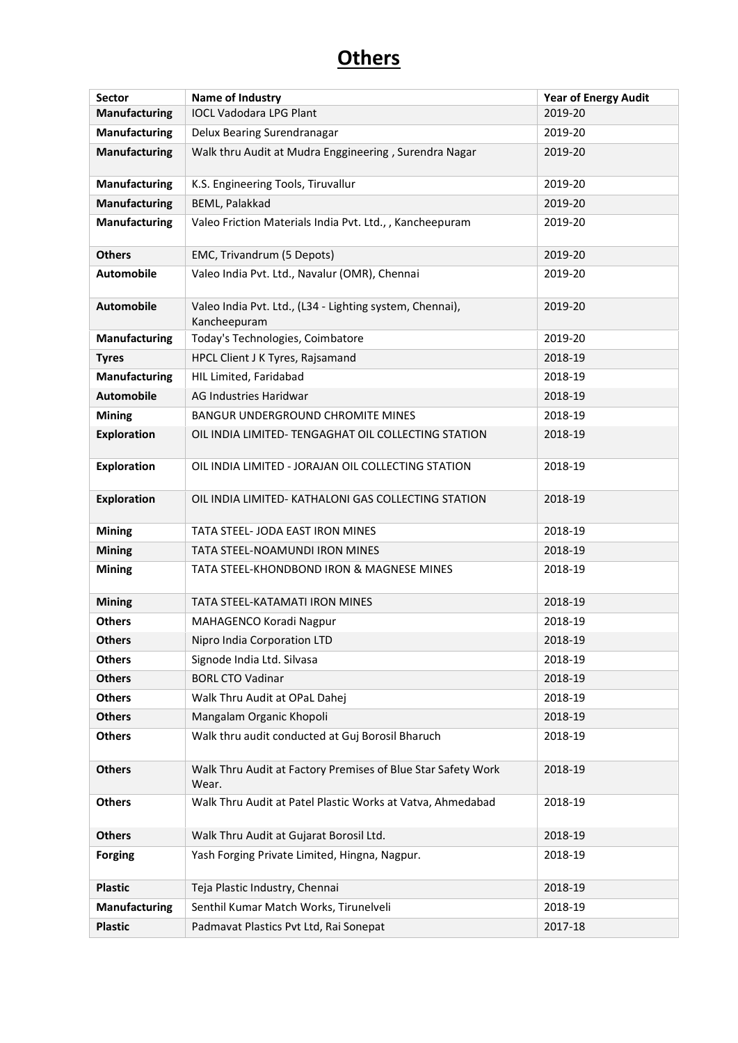# Others

| Sector | Name of Industry | Year of Energy Audit |
|---|---|---|
| **Manufacturing** | IOCL Vadodara LPG Plant | 2019-20 |
| **Manufacturing** | Delux Bearing Surendranagar | 2019-20 |
| **Manufacturing** | Walk thru Audit at Mudra Enggineering , Surendra Nagar | 2019-20 |
| **Manufacturing** | K.S. Engineering Tools, Tiruvallur | 2019-20 |
| **Manufacturing** | BEML, Palakkad | 2019-20 |
| **Manufacturing** | Valeo Friction Materials India Pvt. Ltd., , Kancheepuram | 2019-20 |
| **Others** | EMC, Trivandrum (5 Depots) | 2019-20 |
| **Automobile** | Valeo India Pvt. Ltd., Navalur (OMR), Chennai | 2019-20 |
| **Automobile** | Valeo India Pvt. Ltd., (L34 - Lighting system, Chennai), Kancheepuram | 2019-20 |
| **Manufacturing** | Today's Technologies, Coimbatore | 2019-20 |
| **Tyres** | HPCL Client J K Tyres, Rajsamand | 2018-19 |
| **Manufacturing** | HIL Limited, Faridabad | 2018-19 |
| **Automobile** | AG Industries Haridwar | 2018-19 |
| **Mining** | BANGUR UNDERGROUND CHROMITE MINES | 2018-19 |
| **Exploration** | OIL INDIA LIMITED- TENGAGHAT OIL COLLECTING STATION | 2018-19 |
| **Exploration** | OIL INDIA LIMITED - JORAJAN OIL COLLECTING STATION | 2018-19 |
| **Exploration** | OIL INDIA LIMITED- KATHALONI GAS COLLECTING STATION | 2018-19 |
| **Mining** | TATA STEEL- JODA EAST IRON MINES | 2018-19 |
| **Mining** | TATA STEEL-NOAMUNDI IRON MINES | 2018-19 |
| **Mining** | TATA STEEL-KHONDBOND IRON & MAGNESE MINES | 2018-19 |
| **Mining** | TATA STEEL-KATAMATI IRON MINES | 2018-19 |
| **Others** | MAHAGENCO Koradi Nagpur | 2018-19 |
| **Others** | Nipro India Corporation LTD | 2018-19 |
| **Others** | Signode India Ltd. Silvasa | 2018-19 |
| **Others** | BORL CTO Vadinar | 2018-19 |
| **Others** | Walk Thru Audit at OPaL Dahej | 2018-19 |
| **Others** | Mangalam Organic Khopoli | 2018-19 |
| **Others** | Walk thru audit conducted at Guj Borosil Bharuch | 2018-19 |
| **Others** | Walk Thru Audit at Factory Premises of Blue Star Safety Work Wear. | 2018-19 |
| **Others** | Walk Thru Audit at Patel Plastic Works at Vatva, Ahmedabad | 2018-19 |
| **Others** | Walk Thru Audit at Gujarat Borosil Ltd. | 2018-19 |
| **Forging** | Yash Forging Private Limited, Hingna, Nagpur. | 2018-19 |
| **Plastic** | Teja Plastic Industry, Chennai | 2018-19 |
| **Manufacturing** | Senthil Kumar Match Works, Tirunelveli | 2018-19 |
| **Plastic** | Padmavat Plastics Pvt Ltd, Rai Sonepat | 2017-18 |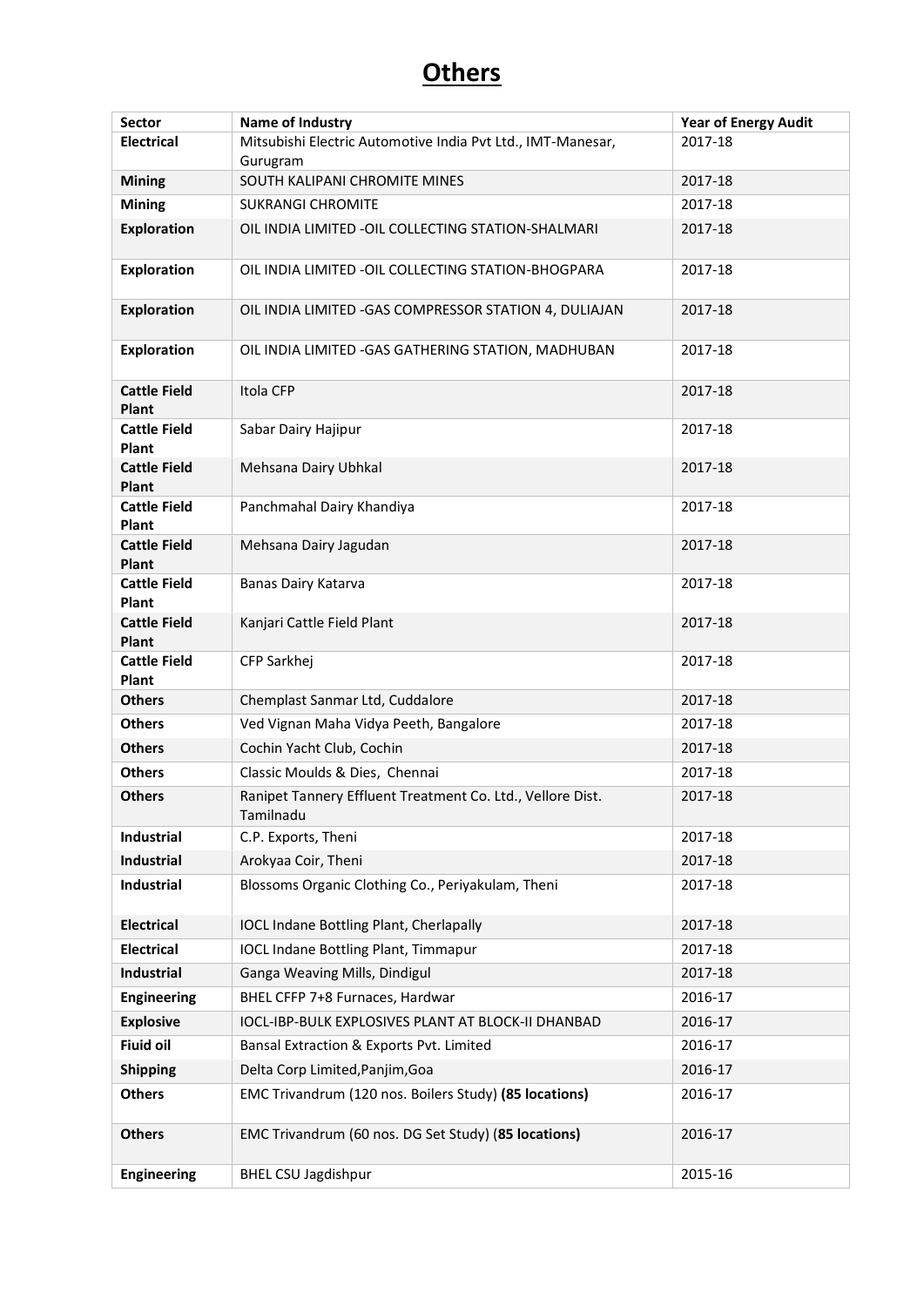# Others

| Sector | Name of Industry | Year of Energy Audit |
|---|---|---|
| **Electrical** | Mitsubishi Electric Automotive India Pvt Ltd., IMT-Manesar, Gurugram | 2017-18 |
| **Mining** | SOUTH KALIPANI CHROMITE MINES | 2017-18 |
| **Mining** | SUKRANGI CHROMITE | 2017-18 |
| **Exploration** | OIL INDIA LIMITED -OIL COLLECTING STATION-SHALMARI | 2017-18 |
| **Exploration** | OIL INDIA LIMITED -OIL COLLECTING STATION-BHOGPARA | 2017-18 |
| **Exploration** | OIL INDIA LIMITED -GAS COMPRESSOR STATION 4, DULIAJAN | 2017-18 |
| **Exploration** | OIL INDIA LIMITED -GAS GATHERING STATION, MADHUBAN | 2017-18 |
| **Cattle Field Plant** | Itola CFP | 2017-18 |
| **Cattle Field Plant** | Sabar Dairy Hajipur | 2017-18 |
| **Cattle Field Plant** | Mehsana Dairy Ubhkal | 2017-18 |
| **Cattle Field Plant** | Panchmahal Dairy Khandiya | 2017-18 |
| **Cattle Field Plant** | Mehsana Dairy Jagudan | 2017-18 |
| **Cattle Field Plant** | Banas Dairy Katarva | 2017-18 |
| **Cattle Field Plant** | Kanjari Cattle Field Plant | 2017-18 |
| **Cattle Field Plant** | CFP Sarkhej | 2017-18 |
| **Others** | Chemplast Sanmar Ltd, Cuddalore | 2017-18 |
| **Others** | Ved Vignan Maha Vidya Peeth, Bangalore | 2017-18 |
| **Others** | Cochin Yacht Club, Cochin | 2017-18 |
| **Others** | Classic Moulds & Dies, Chennai | 2017-18 |
| **Others** | Ranipet Tannery Effluent Treatment Co. Ltd., Vellore Dist. Tamilnadu | 2017-18 |
| **Industrial** | C.P. Exports, Theni | 2017-18 |
| **Industrial** | Arokyaa Coir, Theni | 2017-18 |
| **Industrial** | Blossoms Organic Clothing Co., Periyakulam, Theni | 2017-18 |
| **Electrical** | IOCL Indane Bottling Plant, Cherlapally | 2017-18 |
| **Electrical** | IOCL Indane Bottling Plant, Timmapur | 2017-18 |
| **Industrial** | Ganga Weaving Mills, Dindigul | 2017-18 |
| **Engineering** | BHEL CFFP 7+8 Furnaces, Hardwar | 2016-17 |
| **Explosive** | IOCL-IBP-BULK EXPLOSIVES PLANT AT BLOCK-II DHANBAD | 2016-17 |
| **Fiuid oil** | Bansal Extraction & Exports Pvt. Limited | 2016-17 |
| **Shipping** | Delta Corp Limited,Panjim,Goa | 2016-17 |
| **Others** | EMC Trivandrum (120 nos. Boilers Study) **(85 locations)** | 2016-17 |
| **Others** | EMC Trivandrum (60 nos. DG Set Study) (**85 locations)** | 2016-17 |
| **Engineering** | BHEL CSU Jagdishpur | 2015-16 |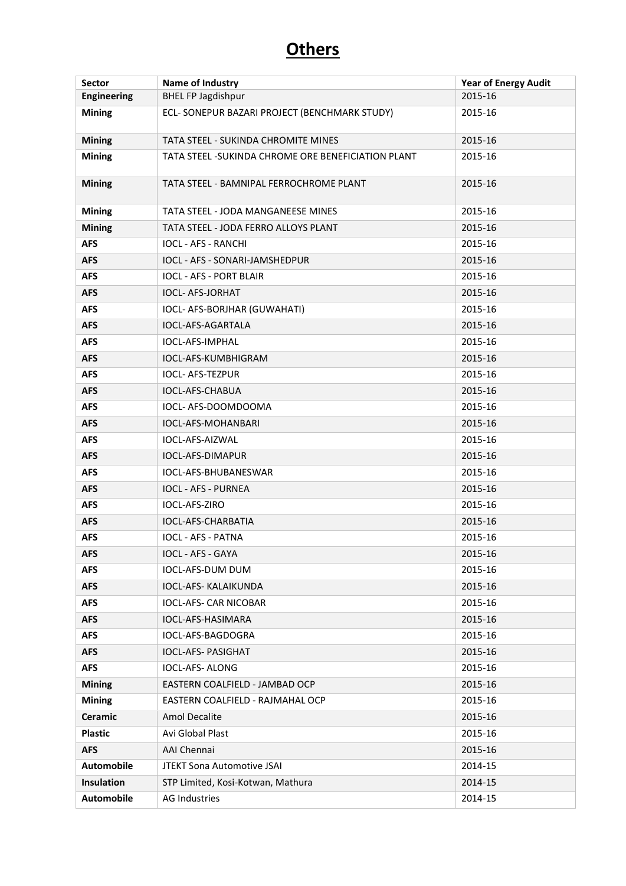# Others

| Sector | Name of Industry | Year of Energy Audit |
|---|---|---|
| **Engineering** | BHEL FP Jagdishpur | 2015-16 |
| **Mining** | ECL- SONEPUR BAZARI PROJECT (BENCHMARK STUDY) | 2015-16 |
| **Mining** | TATA STEEL - SUKINDA CHROMITE MINES | 2015-16 |
| **Mining** | TATA STEEL -SUKINDA CHROME ORE BENEFICIATION PLANT | 2015-16 |
| **Mining** | TATA STEEL - BAMNIPAL FERROCHROME PLANT | 2015-16 |
| **Mining** | TATA STEEL - JODA MANGANEESE MINES | 2015-16 |
| **Mining** | TATA STEEL - JODA FERRO ALLOYS PLANT | 2015-16 |
| **AFS** | IOCL - AFS - RANCHI | 2015-16 |
| **AFS** | IOCL - AFS - SONARI-JAMSHEDPUR | 2015-16 |
| **AFS** | IOCL - AFS - PORT BLAIR | 2015-16 |
| **AFS** | IOCL- AFS-JORHAT | 2015-16 |
| **AFS** | IOCL- AFS-BORJHAR (GUWAHATI) | 2015-16 |
| **AFS** | IOCL-AFS-AGARTALA | 2015-16 |
| **AFS** | IOCL-AFS-IMPHAL | 2015-16 |
| **AFS** | IOCL-AFS-KUMBHIGRAM | 2015-16 |
| **AFS** | IOCL- AFS-TEZPUR | 2015-16 |
| **AFS** | IOCL-AFS-CHABUA | 2015-16 |
| **AFS** | IOCL- AFS-DOOMDOOMA | 2015-16 |
| **AFS** | IOCL-AFS-MOHANBARI | 2015-16 |
| **AFS** | IOCL-AFS-AIZWAL | 2015-16 |
| **AFS** | IOCL-AFS-DIMAPUR | 2015-16 |
| **AFS** | IOCL-AFS-BHUBANESWAR | 2015-16 |
| **AFS** | IOCL - AFS - PURNEA | 2015-16 |
| **AFS** | IOCL-AFS-ZIRO | 2015-16 |
| **AFS** | IOCL-AFS-CHARBATIA | 2015-16 |
| **AFS** | IOCL - AFS - PATNA | 2015-16 |
| **AFS** | IOCL - AFS - GAYA | 2015-16 |
| **AFS** | IOCL-AFS-DUM DUM | 2015-16 |
| **AFS** | IOCL-AFS- KALAIKUNDA | 2015-16 |
| **AFS** | IOCL-AFS- CAR NICOBAR | 2015-16 |
| **AFS** | IOCL-AFS-HASIMARA | 2015-16 |
| **AFS** | IOCL-AFS-BAGDOGRA | 2015-16 |
| **AFS** | IOCL-AFS- PASIGHAT | 2015-16 |
| **AFS** | IOCL-AFS- ALONG | 2015-16 |
| **Mining** | EASTERN COALFIELD - JAMBAD OCP | 2015-16 |
| **Mining** | EASTERN COALFIELD - RAJMAHAL OCP | 2015-16 |
| **Ceramic** | Amol Decalite | 2015-16 |
| **Plastic** | Avi Global Plast | 2015-16 |
| **AFS** | AAI Chennai | 2015-16 |
| **Automobile** | JTEKT Sona Automotive JSAI | 2014-15 |
| **Insulation** | STP Limited, Kosi-Kotwan, Mathura | 2014-15 |
| **Automobile** | AG Industries | 2014-15 |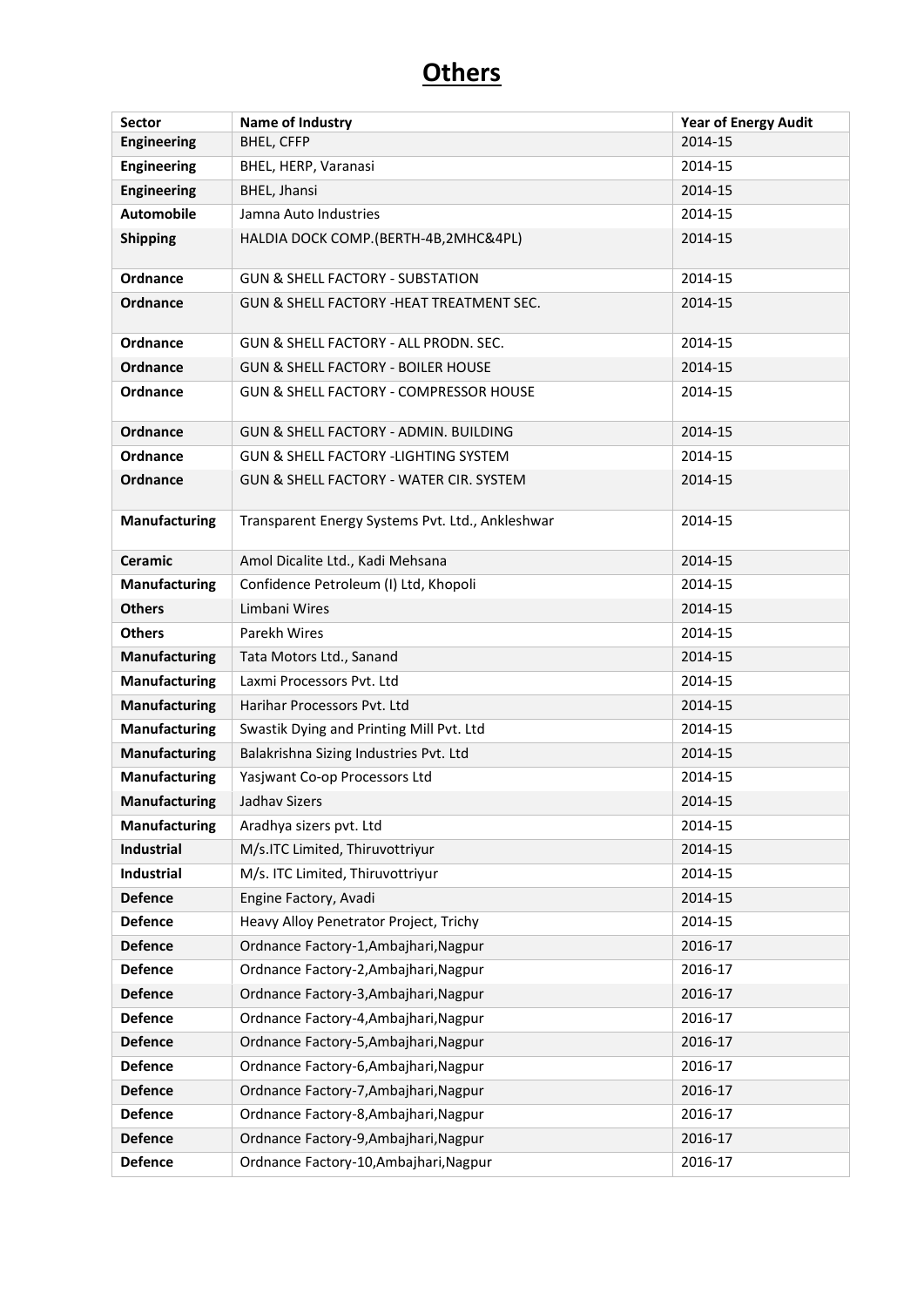# Others

| Sector | Name of Industry | Year of Energy Audit |
|---|---|---|
| **Engineering** | BHEL, CFFP | 2014-15 |
| **Engineering** | BHEL, HERP, Varanasi | 2014-15 |
| **Engineering** | BHEL, Jhansi | 2014-15 |
| **Automobile** | Jamna Auto Industries | 2014-15 |
| **Shipping** | HALDIA DOCK COMP.(BERTH-4B,2MHC&4PL) | 2014-15 |
| **Ordnance** | GUN & SHELL FACTORY - SUBSTATION | 2014-15 |
| **Ordnance** | GUN & SHELL FACTORY -HEAT TREATMENT SEC. | 2014-15 |
| **Ordnance** | GUN & SHELL FACTORY - ALL PRODN. SEC. | 2014-15 |
| **Ordnance** | GUN & SHELL FACTORY - BOILER HOUSE | 2014-15 |
| **Ordnance** | GUN & SHELL FACTORY - COMPRESSOR HOUSE | 2014-15 |
| **Ordnance** | GUN & SHELL FACTORY - ADMIN. BUILDING | 2014-15 |
| **Ordnance** | GUN & SHELL FACTORY -LIGHTING SYSTEM | 2014-15 |
| **Ordnance** | GUN & SHELL FACTORY - WATER CIR. SYSTEM | 2014-15 |
| **Manufacturing** | Transparent Energy Systems Pvt. Ltd., Ankleshwar | 2014-15 |
| **Ceramic** | Amol Dicalite Ltd., Kadi Mehsana | 2014-15 |
| **Manufacturing** | Confidence Petroleum (I) Ltd, Khopoli | 2014-15 |
| **Others** | Limbani Wires | 2014-15 |
| **Others** | Parekh Wires | 2014-15 |
| **Manufacturing** | Tata Motors Ltd., Sanand | 2014-15 |
| **Manufacturing** | Laxmi Processors Pvt. Ltd | 2014-15 |
| **Manufacturing** | Harihar Processors Pvt. Ltd | 2014-15 |
| **Manufacturing** | Swastik Dying and Printing Mill Pvt. Ltd | 2014-15 |
| **Manufacturing** | Balakrishna Sizing Industries Pvt. Ltd | 2014-15 |
| **Manufacturing** | Yasjwant Co-op Processors Ltd | 2014-15 |
| **Manufacturing** | Jadhav Sizers | 2014-15 |
| **Manufacturing** | Aradhya sizers pvt. Ltd | 2014-15 |
| **Industrial** | M/s.ITC Limited, Thiruvottriyur | 2014-15 |
| **Industrial** | M/s. ITC Limited, Thiruvottriyur | 2014-15 |
| **Defence** | Engine Factory, Avadi | 2014-15 |
| **Defence** | Heavy Alloy Penetrator Project, Trichy | 2014-15 |
| **Defence** | Ordnance Factory-1,Ambajhari,Nagpur | 2016-17 |
| **Defence** | Ordnance Factory-2,Ambajhari,Nagpur | 2016-17 |
| **Defence** | Ordnance Factory-3,Ambajhari,Nagpur | 2016-17 |
| **Defence** | Ordnance Factory-4,Ambajhari,Nagpur | 2016-17 |
| **Defence** | Ordnance Factory-5,Ambajhari,Nagpur | 2016-17 |
| **Defence** | Ordnance Factory-6,Ambajhari,Nagpur | 2016-17 |
| **Defence** | Ordnance Factory-7,Ambajhari,Nagpur | 2016-17 |
| **Defence** | Ordnance Factory-8,Ambajhari,Nagpur | 2016-17 |
| **Defence** | Ordnance Factory-9,Ambajhari,Nagpur | 2016-17 |
| **Defence** | Ordnance Factory-10,Ambajhari,Nagpur | 2016-17 |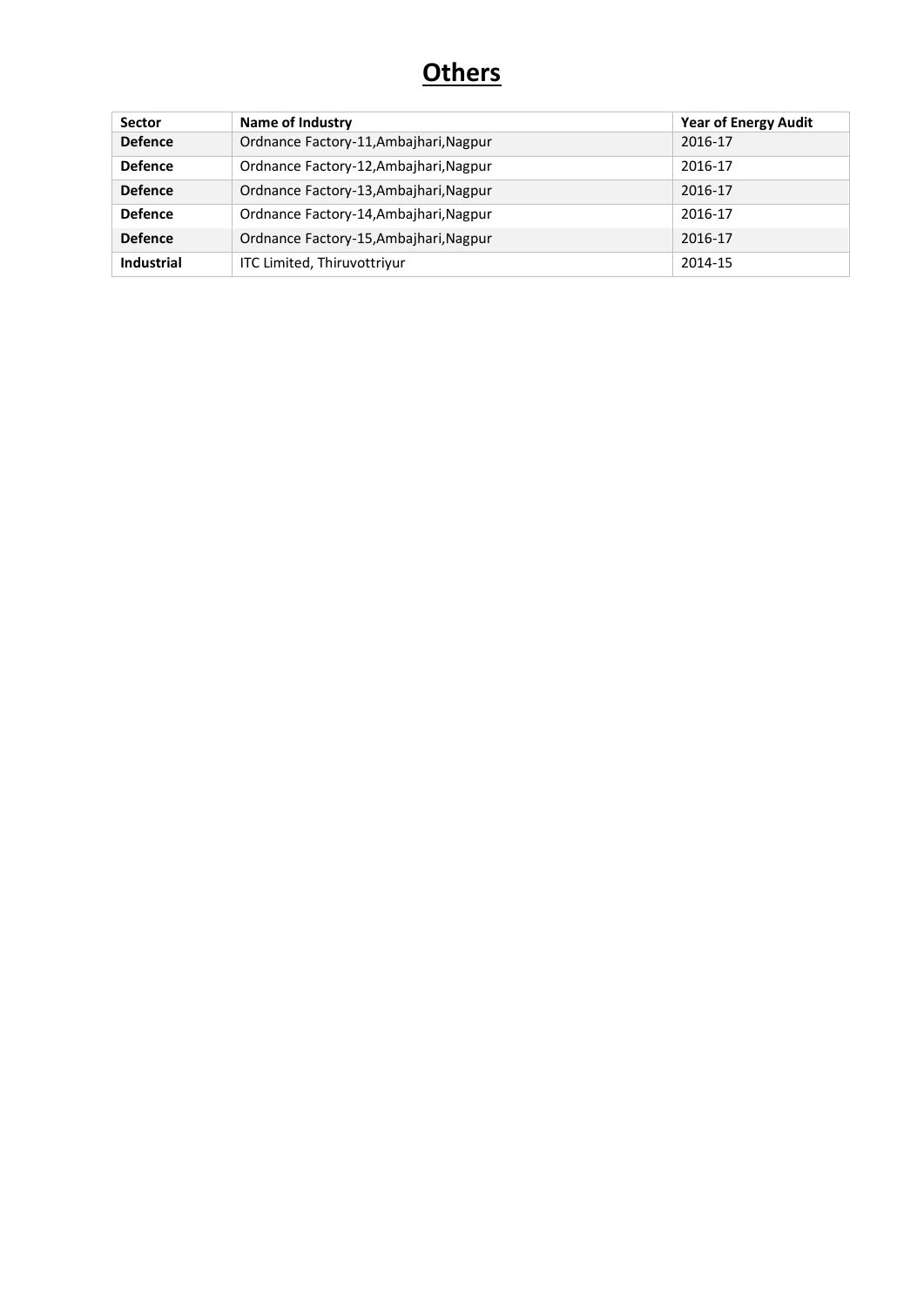# **Others**

| Sector | Name of Industry | Year of Energy Audit |
|---|---|---|
| **Defence** | Ordnance Factory-11,Ambajhari,Nagpur | 2016-17 |
| **Defence** | Ordnance Factory-12,Ambajhari,Nagpur | 2016-17 |
| **Defence** | Ordnance Factory-13,Ambajhari,Nagpur | 2016-17 |
| **Defence** | Ordnance Factory-14,Ambajhari,Nagpur | 2016-17 |
| **Defence** | Ordnance Factory-15,Ambajhari,Nagpur | 2016-17 |
| **Industrial** | ITC Limited, Thiruvottriyur | 2014-15 |